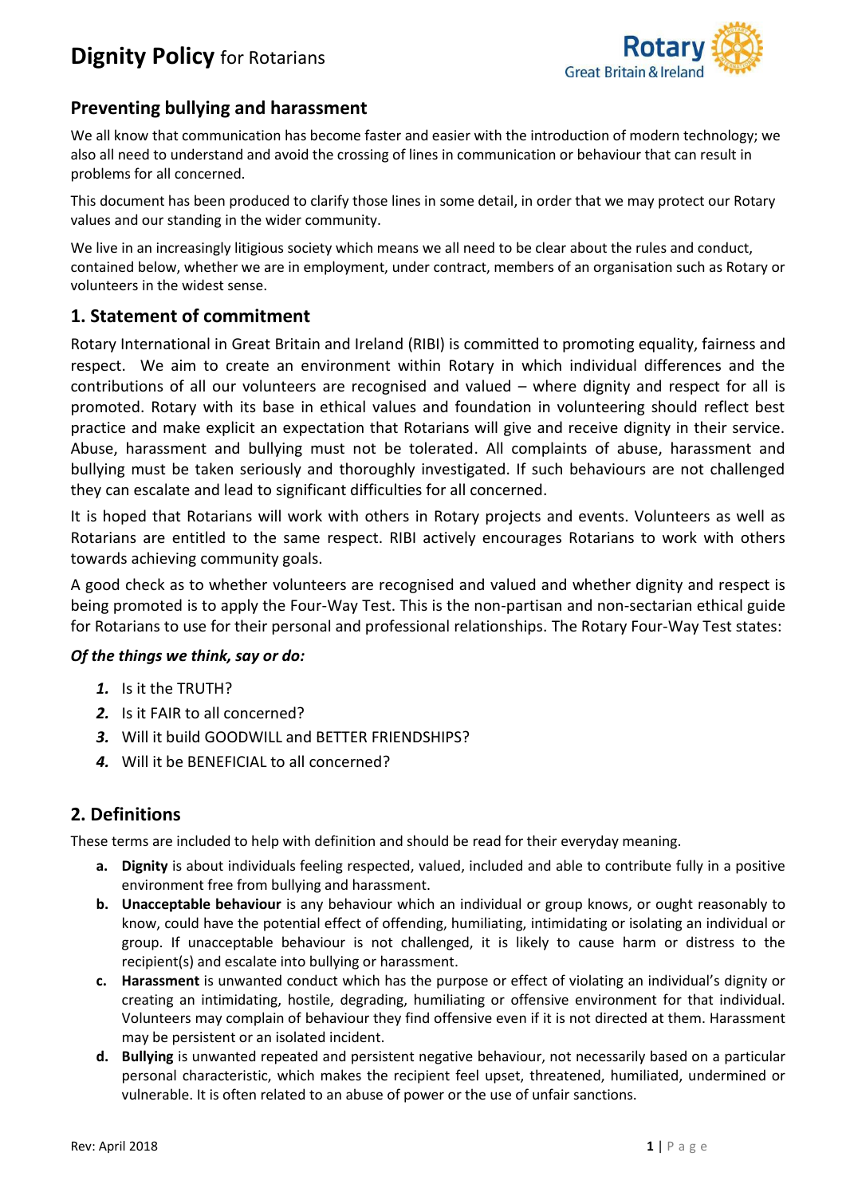# **Dignity Policy** for Rotarians

Rotary Great Britain & Ireland

## Preventing bullying and harassment

We all know that communication has become faster and easier with the introduction of modern technology; we also all need to understand and avoid the crossing of lines in communication or behaviour that can result in problems for all concerned.

This document has been produced to clarify those lines in some detail, in order that we may protect our Rotary values and our standing in the wider community.

We live in an increasingly litigious society which means we all need to be clear about the rules and conduct, contained below, whether we are in employment, under contract, members of an organisation such as Rotary or volunteers in the widest sense.

## 1. Statement of commitment

Rotary International in Great Britain and Ireland (RIBI) is committed to promoting equality, fairness and respect. We aim to create an environment within Rotary in which individual differences and the contributions of all our volunteers are recognised and valued – where dignity and respect for all is promoted. Rotary with its base in ethical values and foundation in volunteering should reflect best practice and make explicit an expectation that Rotarians will give and receive dignity in their service. Abuse, harassment and bullying must not be tolerated. All complaints of abuse, harassment and bullying must be taken seriously and thoroughly investigated. If such behaviours are not challenged they can escalate and lead to significant difficulties for all concerned.

It is hoped that Rotarians will work with others in Rotary projects and events. Volunteers as well as Rotarians are entitled to the same respect. RIBI actively encourages Rotarians to work with others towards achieving community goals.

A good check as to whether volunteers are recognised and valued and whether dignity and respect is being promoted is to apply the Four-Way Test. This is the non-partisan and non-sectarian ethical guide for Rotarians to use for their personal and professional relationships. The Rotary Four-Way Test states:

***Of the things we think, say or do:***

1. Is it the TRUTH?
2. Is it FAIR to all concerned?
3. Will it build GOODWILL and BETTER FRIENDSHIPS?
4. Will it be BENEFICIAL to all concerned?

## 2. Definitions

These terms are included to help with definition and should be read for their everyday meaning.

a. **Dignity** is about individuals feeling respected, valued, included and able to contribute fully in a positive environment free from bullying and harassment.

b. **Unacceptable behaviour** is any behaviour which an individual or group knows, or ought reasonably to know, could have the potential effect of offending, humiliating, intimidating or isolating an individual or group. If unacceptable behaviour is not challenged, it is likely to cause harm or distress to the recipient(s) and escalate into bullying or harassment.

c. **Harassment** is unwanted conduct which has the purpose or effect of violating an individual's dignity or creating an intimidating, hostile, degrading, humiliating or offensive environment for that individual. Volunteers may complain of behaviour they find offensive even if it is not directed at them. Harassment may be persistent or an isolated incident.

d. **Bullying** is unwanted repeated and persistent negative behaviour, not necessarily based on a particular personal characteristic, which makes the recipient feel upset, threatened, humiliated, undermined or vulnerable. It is often related to an abuse of power or the use of unfair sanctions.

Rev: April 2018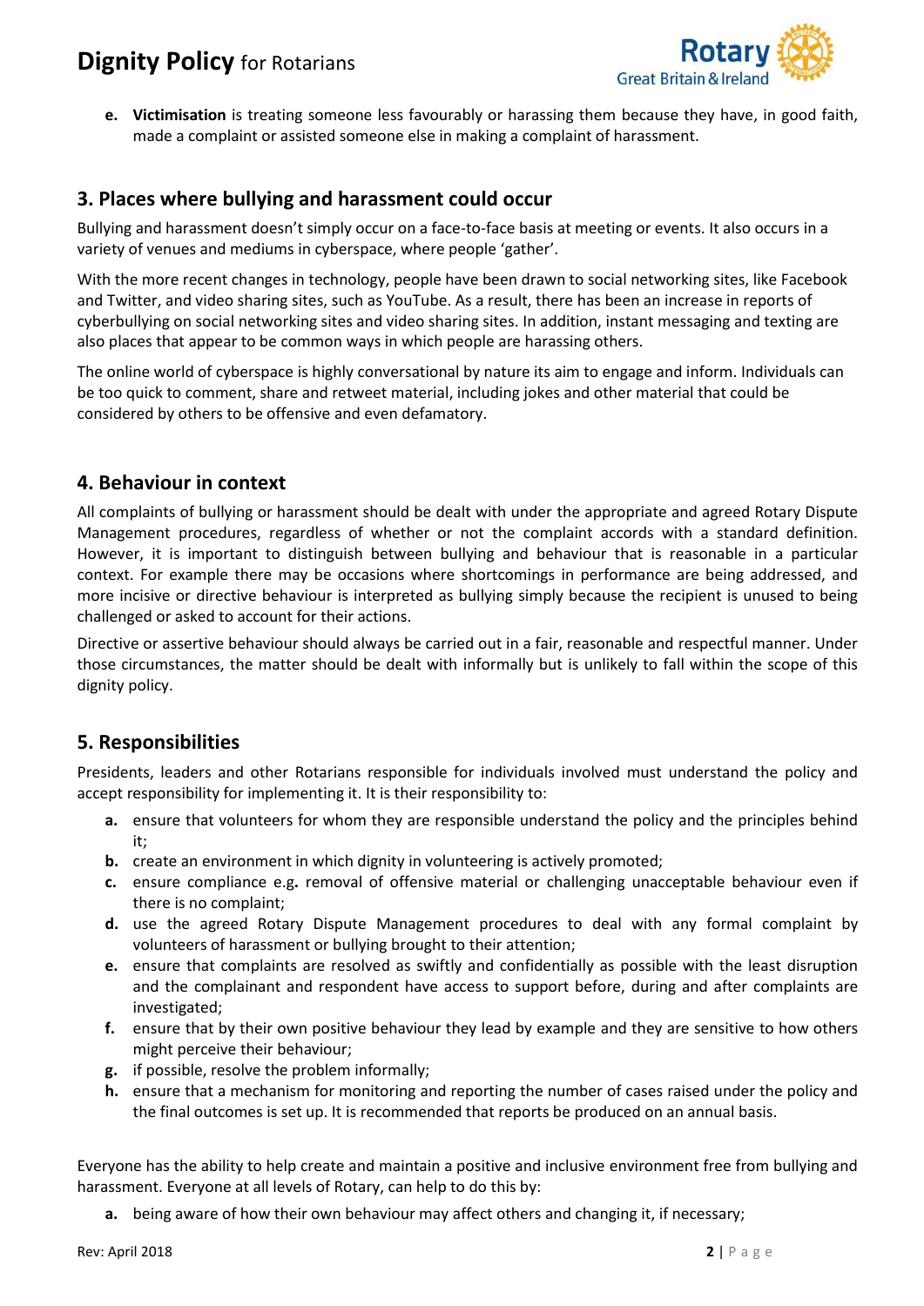e. **Victimisation** is treating someone less favourably or harassing them because they have, in good faith, made a complaint or assisted someone else in making a complaint of harassment.

## 3. Places where bullying and harassment could occur

Bullying and harassment doesn't simply occur on a face-to-face basis at meeting or events. It also occurs in a variety of venues and mediums in cyberspace, where people 'gather'.

With the more recent changes in technology, people have been drawn to social networking sites, like Facebook and Twitter, and video sharing sites, such as YouTube. As a result, there has been an increase in reports of cyberbullying on social networking sites and video sharing sites. In addition, instant messaging and texting are also places that appear to be common ways in which people are harassing others.

The online world of cyberspace is highly conversational by nature its aim to engage and inform. Individuals can be too quick to comment, share and retweet material, including jokes and other material that could be considered by others to be offensive and even defamatory.

## 4. Behaviour in context

All complaints of bullying or harassment should be dealt with under the appropriate and agreed Rotary Dispute Management procedures, regardless of whether or not the complaint accords with a standard definition. However, it is important to distinguish between bullying and behaviour that is reasonable in a particular context. For example there may be occasions where shortcomings in performance are being addressed, and more incisive or directive behaviour is interpreted as bullying simply because the recipient is unused to being challenged or asked to account for their actions.

Directive or assertive behaviour should always be carried out in a fair, reasonable and respectful manner. Under those circumstances, the matter should be dealt with informally but is unlikely to fall within the scope of this dignity policy.

## 5. Responsibilities

Presidents, leaders and other Rotarians responsible for individuals involved must understand the policy and accept responsibility for implementing it. It is their responsibility to:

- **a.** ensure that volunteers for whom they are responsible understand the policy and the principles behind it;
- **b.** create an environment in which dignity in volunteering is actively promoted;
- **c.** ensure compliance e.g. removal of offensive material or challenging unacceptable behaviour even if there is no complaint;
- **d.** use the agreed Rotary Dispute Management procedures to deal with any formal complaint by volunteers of harassment or bullying brought to their attention;
- **e.** ensure that complaints are resolved as swiftly and confidentially as possible with the least disruption and the complainant and respondent have access to support before, during and after complaints are investigated;
- **f.** ensure that by their own positive behaviour they lead by example and they are sensitive to how others might perceive their behaviour;
- **g.** if possible, resolve the problem informally;
- **h.** ensure that a mechanism for monitoring and reporting the number of cases raised under the policy and the final outcomes is set up. It is recommended that reports be produced on an annual basis.

Everyone has the ability to help create and maintain a positive and inclusive environment free from bullying and harassment. Everyone at all levels of Rotary, can help to do this by:

- **a.** being aware of how their own behaviour may affect others and changing it, if necessary;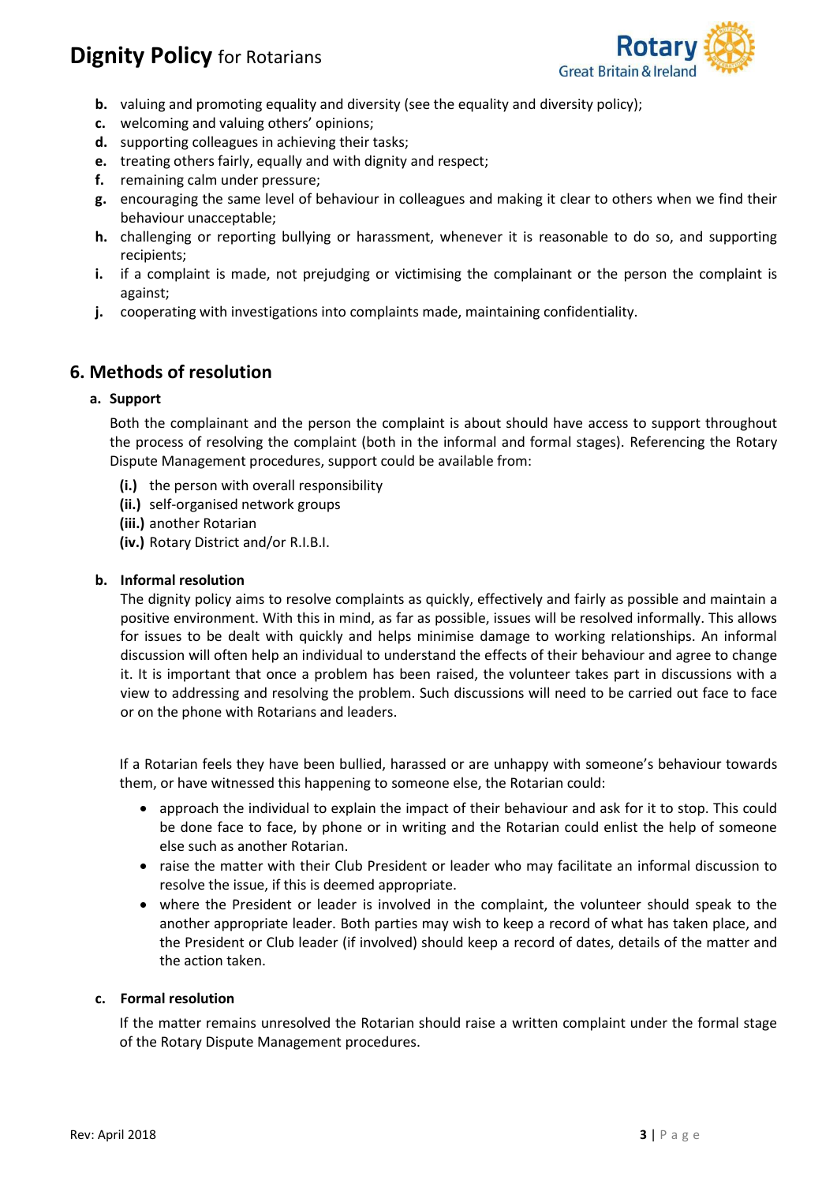b. valuing and promoting equality and diversity (see the equality and diversity policy);
c. welcoming and valuing others' opinions;
d. supporting colleagues in achieving their tasks;
e. treating others fairly, equally and with dignity and respect;
f. remaining calm under pressure;
g. encouraging the same level of behaviour in colleagues and making it clear to others when we find their behaviour unacceptable;
h. challenging or reporting bullying or harassment, whenever it is reasonable to do so, and supporting recipients;
i. if a complaint is made, not prejudging or victimising the complainant or the person the complaint is against;
j. cooperating with investigations into complaints made, maintaining confidentiality.

## 6. Methods of resolution

### a. Support

Both the complainant and the person the complaint is about should have access to support throughout the process of resolving the complaint (both in the informal and formal stages). Referencing the Rotary Dispute Management procedures, support could be available from:

**(i.)** the person with overall responsibility
**(ii.)** self-organised network groups
**(iii.)** another Rotarian
**(iv.)** Rotary District and/or R.I.B.I.

### b. Informal resolution

The dignity policy aims to resolve complaints as quickly, effectively and fairly as possible and maintain a positive environment. With this in mind, as far as possible, issues will be resolved informally. This allows for issues to be dealt with quickly and helps minimise damage to working relationships. An informal discussion will often help an individual to understand the effects of their behaviour and agree to change it. It is important that once a problem has been raised, the volunteer takes part in discussions with a view to addressing and resolving the problem. Such discussions will need to be carried out face to face or on the phone with Rotarians and leaders.

If a Rotarian feels they have been bullied, harassed or are unhappy with someone's behaviour towards them, or have witnessed this happening to someone else, the Rotarian could:

- approach the individual to explain the impact of their behaviour and ask for it to stop. This could be done face to face, by phone or in writing and the Rotarian could enlist the help of someone else such as another Rotarian.
- raise the matter with their Club President or leader who may facilitate an informal discussion to resolve the issue, if this is deemed appropriate.
- where the President or leader is involved in the complaint, the volunteer should speak to the another appropriate leader. Both parties may wish to keep a record of what has taken place, and the President or Club leader (if involved) should keep a record of dates, details of the matter and the action taken.

### c. Formal resolution

If the matter remains unresolved the Rotarian should raise a written complaint under the formal stage of the Rotary Dispute Management procedures.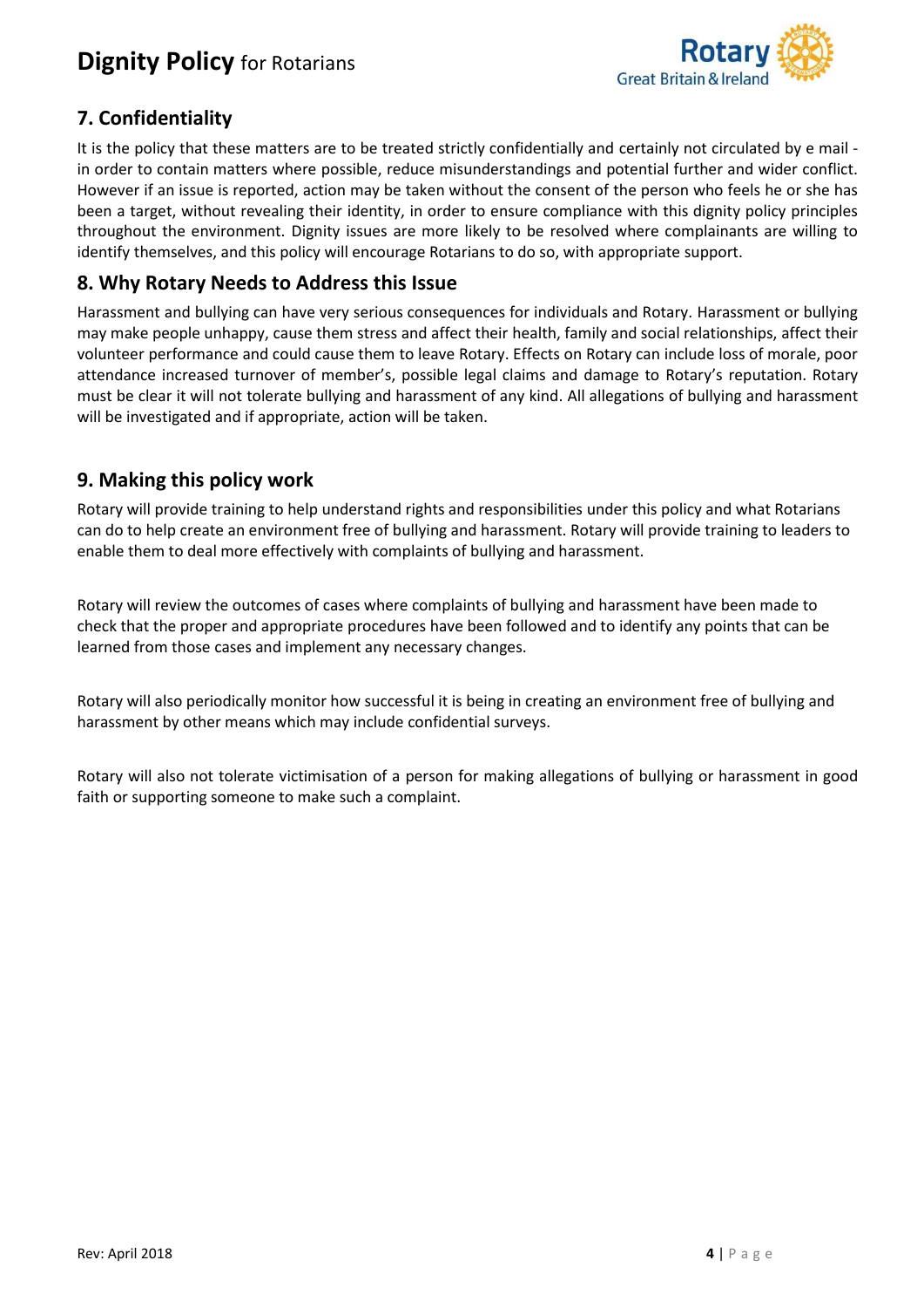## 7. Confidentiality

It is the policy that these matters are to be treated strictly confidentially and certainly not circulated by e mail - in order to contain matters where possible, reduce misunderstandings and potential further and wider conflict. However if an issue is reported, action may be taken without the consent of the person who feels he or she has been a target, without revealing their identity, in order to ensure compliance with this dignity policy principles throughout the environment. Dignity issues are more likely to be resolved where complainants are willing to identify themselves, and this policy will encourage Rotarians to do so, with appropriate support.

## 8. Why Rotary Needs to Address this Issue

Harassment and bullying can have very serious consequences for individuals and Rotary. Harassment or bullying may make people unhappy, cause them stress and affect their health, family and social relationships, affect their volunteer performance and could cause them to leave Rotary. Effects on Rotary can include loss of morale, poor attendance increased turnover of member's, possible legal claims and damage to Rotary's reputation. Rotary must be clear it will not tolerate bullying and harassment of any kind. All allegations of bullying and harassment will be investigated and if appropriate, action will be taken.

## 9. Making this policy work

Rotary will provide training to help understand rights and responsibilities under this policy and what Rotarians can do to help create an environment free of bullying and harassment. Rotary will provide training to leaders to enable them to deal more effectively with complaints of bullying and harassment.

Rotary will review the outcomes of cases where complaints of bullying and harassment have been made to check that the proper and appropriate procedures have been followed and to identify any points that can be learned from those cases and implement any necessary changes.

Rotary will also periodically monitor how successful it is being in creating an environment free of bullying and harassment by other means which may include confidential surveys.

Rotary will also not tolerate victimisation of a person for making allegations of bullying or harassment in good faith or supporting someone to make such a complaint.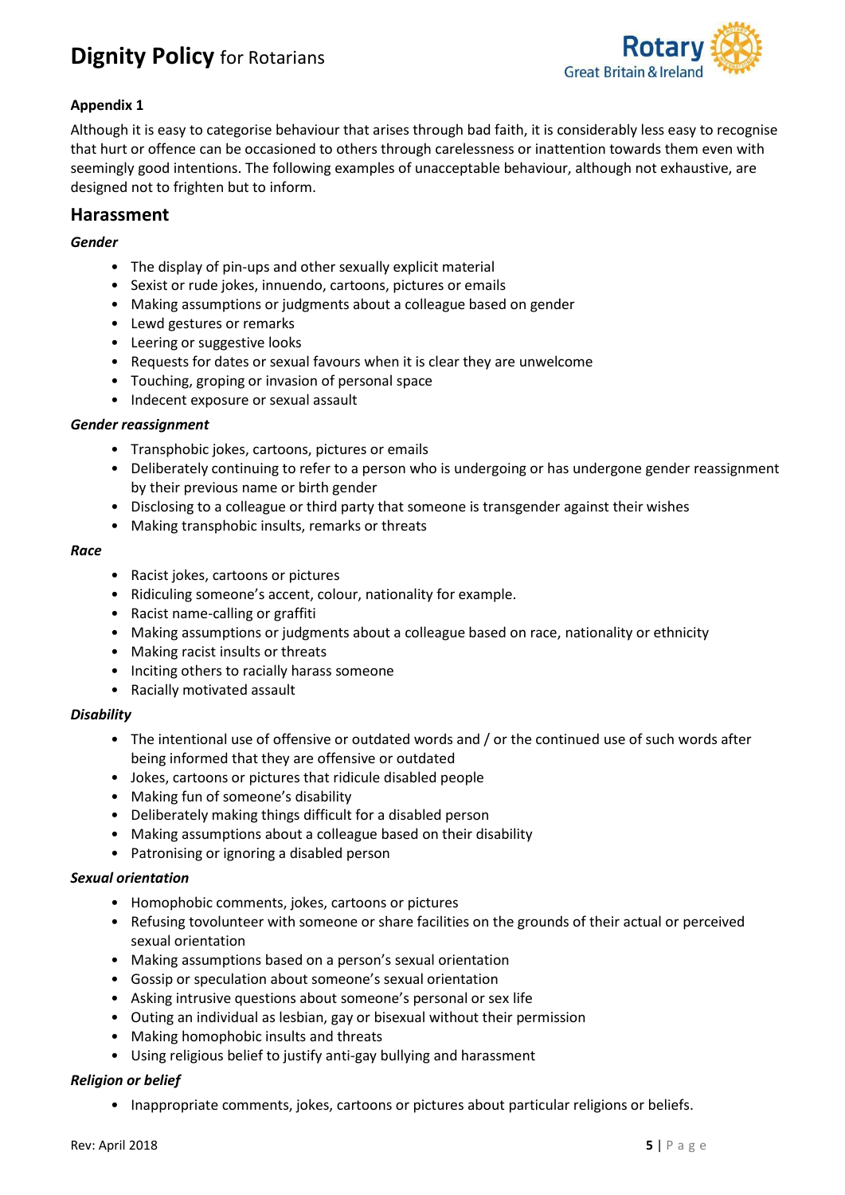**Appendix 1**

Although it is easy to categorise behaviour that arises through bad faith, it is considerably less easy to recognise that hurt or offence can be occasioned to others through carelessness or inattention towards them even with seemingly good intentions. The following examples of unacceptable behaviour, although not exhaustive, are designed not to frighten but to inform.

## Harassment

***Gender***

- The display of pin-ups and other sexually explicit material
- Sexist or rude jokes, innuendo, cartoons, pictures or emails
- Making assumptions or judgments about a colleague based on gender
- Lewd gestures or remarks
- Leering or suggestive looks
- Requests for dates or sexual favours when it is clear they are unwelcome
- Touching, groping or invasion of personal space
- Indecent exposure or sexual assault

***Gender reassignment***

- Transphobic jokes, cartoons, pictures or emails
- Deliberately continuing to refer to a person who is undergoing or has undergone gender reassignment by their previous name or birth gender
- Disclosing to a colleague or third party that someone is transgender against their wishes
- Making transphobic insults, remarks or threats

***Race***

- Racist jokes, cartoons or pictures
- Ridiculing someone's accent, colour, nationality for example.
- Racist name-calling or graffiti
- Making assumptions or judgments about a colleague based on race, nationality or ethnicity
- Making racist insults or threats
- Inciting others to racially harass someone
- Racially motivated assault

***Disability***

- The intentional use of offensive or outdated words and / or the continued use of such words after being informed that they are offensive or outdated
- Jokes, cartoons or pictures that ridicule disabled people
- Making fun of someone's disability
- Deliberately making things difficult for a disabled person
- Making assumptions about a colleague based on their disability
- Patronising or ignoring a disabled person

***Sexual orientation***

- Homophobic comments, jokes, cartoons or pictures
- Refusing tovolunteer with someone or share facilities on the grounds of their actual or perceived sexual orientation
- Making assumptions based on a person's sexual orientation
- Gossip or speculation about someone's sexual orientation
- Asking intrusive questions about someone's personal or sex life
- Outing an individual as lesbian, gay or bisexual without their permission
- Making homophobic insults and threats
- Using religious belief to justify anti-gay bullying and harassment

***Religion or belief***

- Inappropriate comments, jokes, cartoons or pictures about particular religions or beliefs.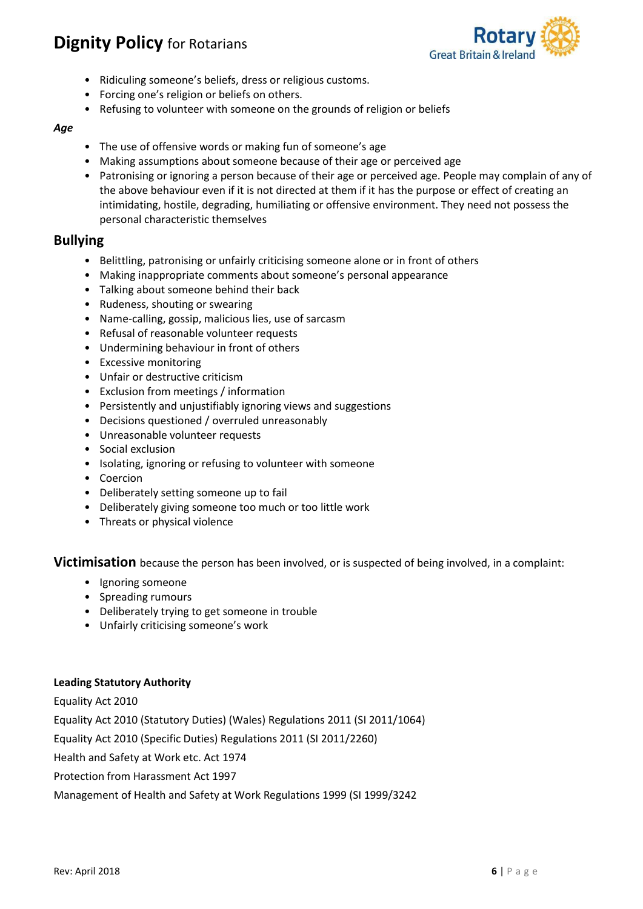- Ridiculing someone's beliefs, dress or religious customs.
- Forcing one's religion or beliefs on others.
- Refusing to volunteer with someone on the grounds of religion or beliefs

***Age***

- The use of offensive words or making fun of someone's age
- Making assumptions about someone because of their age or perceived age
- Patronising or ignoring a person because of their age or perceived age. People may complain of any of the above behaviour even if it is not directed at them if it has the purpose or effect of creating an intimidating, hostile, degrading, humiliating or offensive environment. They need not possess the personal characteristic themselves

## Bullying

- Belittling, patronising or unfairly criticising someone alone or in front of others
- Making inappropriate comments about someone's personal appearance
- Talking about someone behind their back
- Rudeness, shouting or swearing
- Name-calling, gossip, malicious lies, use of sarcasm
- Refusal of reasonable volunteer requests
- Undermining behaviour in front of others
- Excessive monitoring
- Unfair or destructive criticism
- Exclusion from meetings / information
- Persistently and unjustifiably ignoring views and suggestions
- Decisions questioned / overruled unreasonably
- Unreasonable volunteer requests
- Social exclusion
- Isolating, ignoring or refusing to volunteer with someone
- Coercion
- Deliberately setting someone up to fail
- Deliberately giving someone too much or too little work
- Threats or physical violence

## Victimisation because the person has been involved, or is suspected of being involved, in a complaint:

- Ignoring someone
- Spreading rumours
- Deliberately trying to get someone in trouble
- Unfairly criticising someone's work

**Leading Statutory Authority**

Equality Act 2010

Equality Act 2010 (Statutory Duties) (Wales) Regulations 2011 (SI 2011/1064)

Equality Act 2010 (Specific Duties) Regulations 2011 (SI 2011/2260)

Health and Safety at Work etc. Act 1974

Protection from Harassment Act 1997

Management of Health and Safety at Work Regulations 1999 (SI 1999/3242

Rev: April 2018